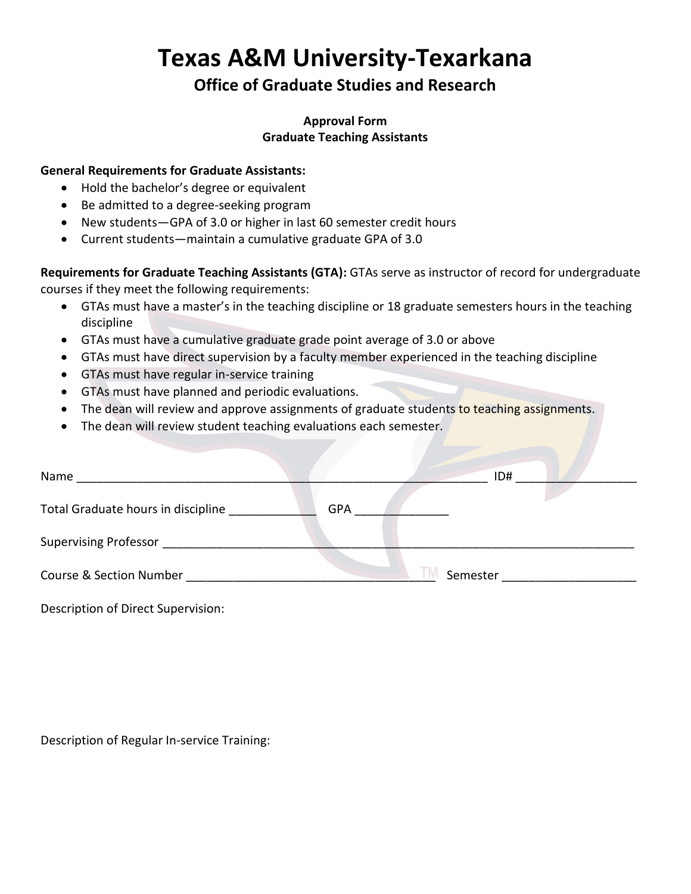# Texas A&M University-Texarkana

## Office of Graduate Studies and Research

**Approval Form**
**Graduate Teaching Assistants**

**General Requirements for Graduate Assistants:**

- Hold the bachelor's degree or equivalent
- Be admitted to a degree-seeking program
- New students—GPA of 3.0 or higher in last 60 semester credit hours
- Current students—maintain a cumulative graduate GPA of 3.0

**Requirements for Graduate Teaching Assistants (GTA):** GTAs serve as instructor of record for undergraduate courses if they meet the following requirements:

- GTAs must have a master's in the teaching discipline or 18 graduate semesters hours in the teaching discipline
- GTAs must have a cumulative graduate grade point average of 3.0 or above
- GTAs must have direct supervision by a faculty member experienced in the teaching discipline
- GTAs must have regular in-service training
- GTAs must have planned and periodic evaluations.
- The dean will review and approve assignments of graduate students to teaching assignments.
- The dean will review student teaching evaluations each semester.

Name ____________________________________________________________ ID# __________________

Total Graduate hours in discipline _____________ GPA ______________

Supervising Professor ______________________________________________________________________

Course & Section Number ____________________________________ Semester ___________________

Description of Direct Supervision:

Description of Regular In-service Training: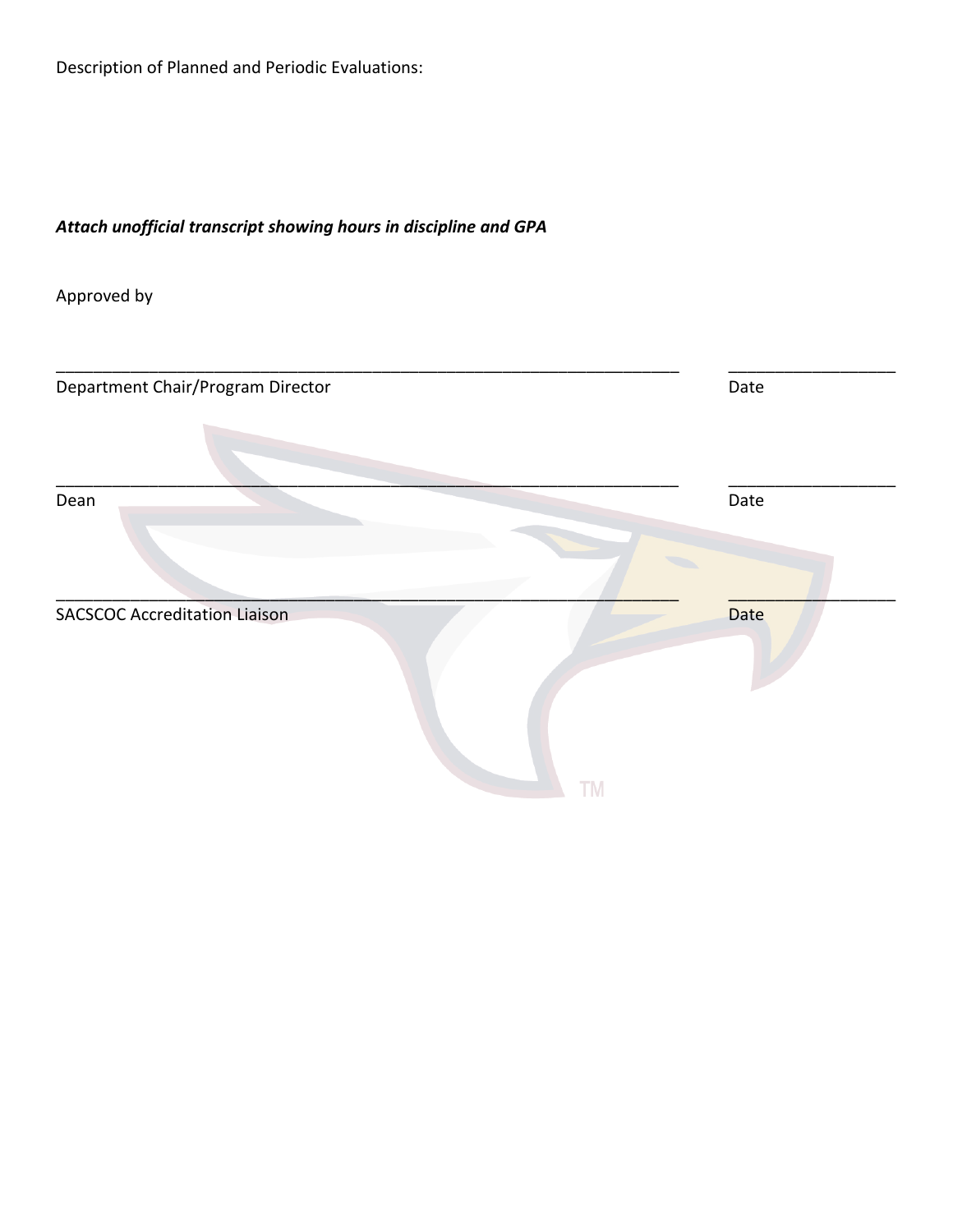Description of Planned and Periodic Evaluations:

***Attach unofficial transcript showing hours in discipline and GPA***

Approved by

_______________________________________________ __________________
Department Chair/Program Director Date

_______________________________________________ __________________
Dean Date

_______________________________________________ __________________
SACSCOC Accreditation Liaison Date